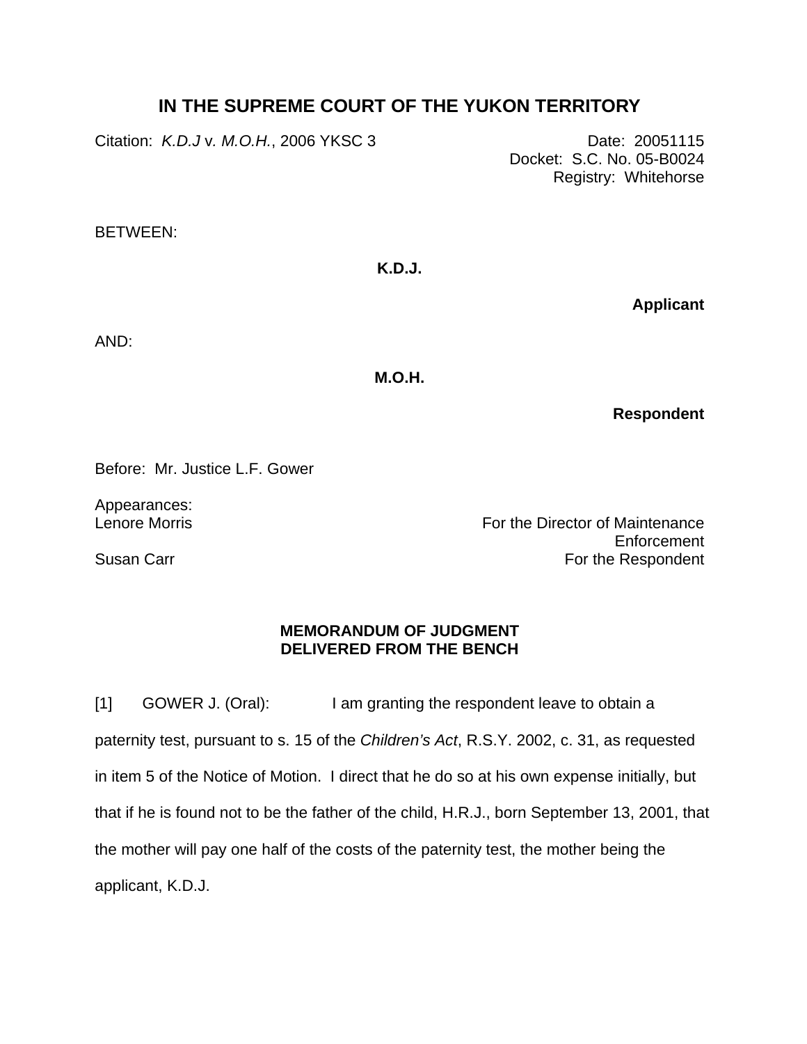# IN THE SUPREME COURT OF THE YUKON TERRITORY

Citation: *K.D.J* v. *M.O.H.*, 2006 YKSC 3

Date: 20051115
Docket: S.C. No. 05-B0024
Registry: Whitehorse

BETWEEN:

**K.D.J.**

**Applicant**

AND:

**M.O.H.**

**Respondent**

Before: Mr. Justice L.F. Gower

Appearances:
Lenore Morris — For the Director of Maintenance Enforcement
Susan Carr — For the Respondent

**MEMORANDUM OF JUDGMENT**
**DELIVERED FROM THE BENCH**

[1] GOWER J. (Oral): I am granting the respondent leave to obtain a paternity test, pursuant to s. 15 of the *Children's Act*, R.S.Y. 2002, c. 31, as requested in item 5 of the Notice of Motion. I direct that he do so at his own expense initially, but that if he is found not to be the father of the child, H.R.J., born September 13, 2001, that the mother will pay one half of the costs of the paternity test, the mother being the applicant, K.D.J.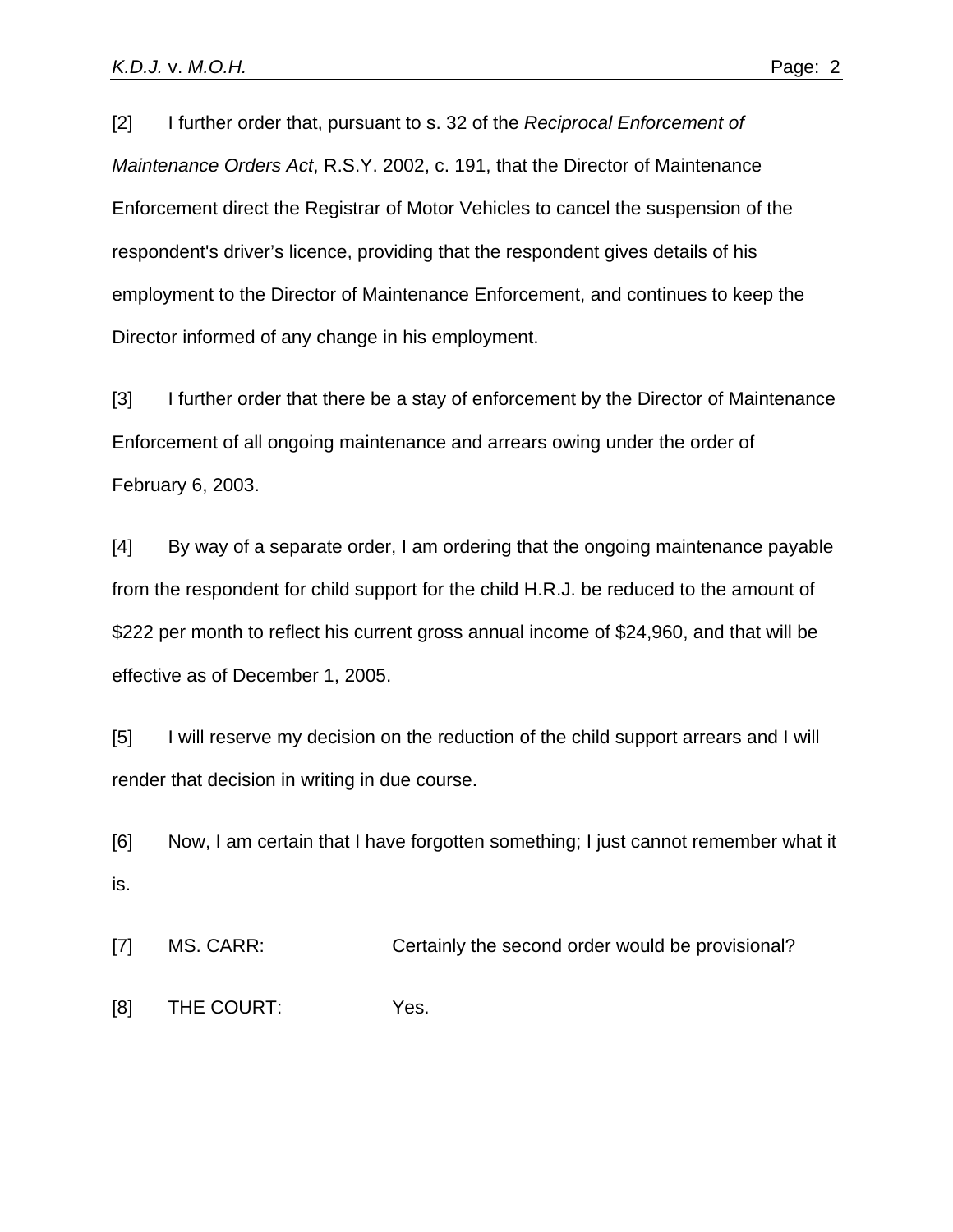[2] I further order that, pursuant to s. 32 of the *Reciprocal Enforcement of Maintenance Orders Act*, R.S.Y. 2002, c. 191, that the Director of Maintenance Enforcement direct the Registrar of Motor Vehicles to cancel the suspension of the respondent's driver's licence, providing that the respondent gives details of his employment to the Director of Maintenance Enforcement, and continues to keep the Director informed of any change in his employment.

[3] I further order that there be a stay of enforcement by the Director of Maintenance Enforcement of all ongoing maintenance and arrears owing under the order of February 6, 2003.

[4] By way of a separate order, I am ordering that the ongoing maintenance payable from the respondent for child support for the child H.R.J. be reduced to the amount of $222 per month to reflect his current gross annual income of $24,960, and that will be effective as of December 1, 2005.

[5] I will reserve my decision on the reduction of the child support arrears and I will render that decision in writing in due course.

[6] Now, I am certain that I have forgotten something; I just cannot remember what it is.

[7] MS. CARR: Certainly the second order would be provisional?

[8] THE COURT: Yes.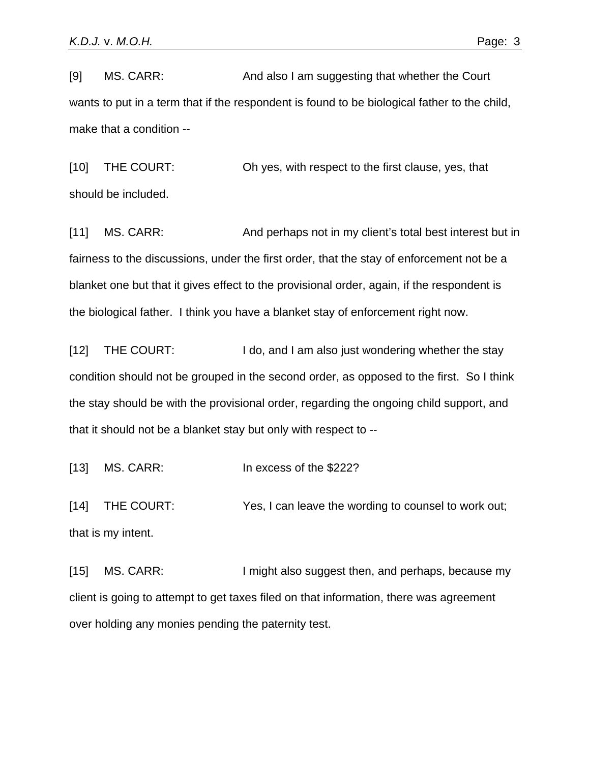[9] MS. CARR: And also I am suggesting that whether the Court wants to put in a term that if the respondent is found to be biological father to the child, make that a condition --

[10] THE COURT: Oh yes, with respect to the first clause, yes, that should be included.

[11] MS. CARR: And perhaps not in my client's total best interest but in fairness to the discussions, under the first order, that the stay of enforcement not be a blanket one but that it gives effect to the provisional order, again, if the respondent is the biological father. I think you have a blanket stay of enforcement right now.

[12] THE COURT: I do, and I am also just wondering whether the stay condition should not be grouped in the second order, as opposed to the first. So I think the stay should be with the provisional order, regarding the ongoing child support, and that it should not be a blanket stay but only with respect to --

[13] MS. CARR: In excess of the $222?

[14] THE COURT: Yes, I can leave the wording to counsel to work out; that is my intent.

[15] MS. CARR: I might also suggest then, and perhaps, because my client is going to attempt to get taxes filed on that information, there was agreement over holding any monies pending the paternity test.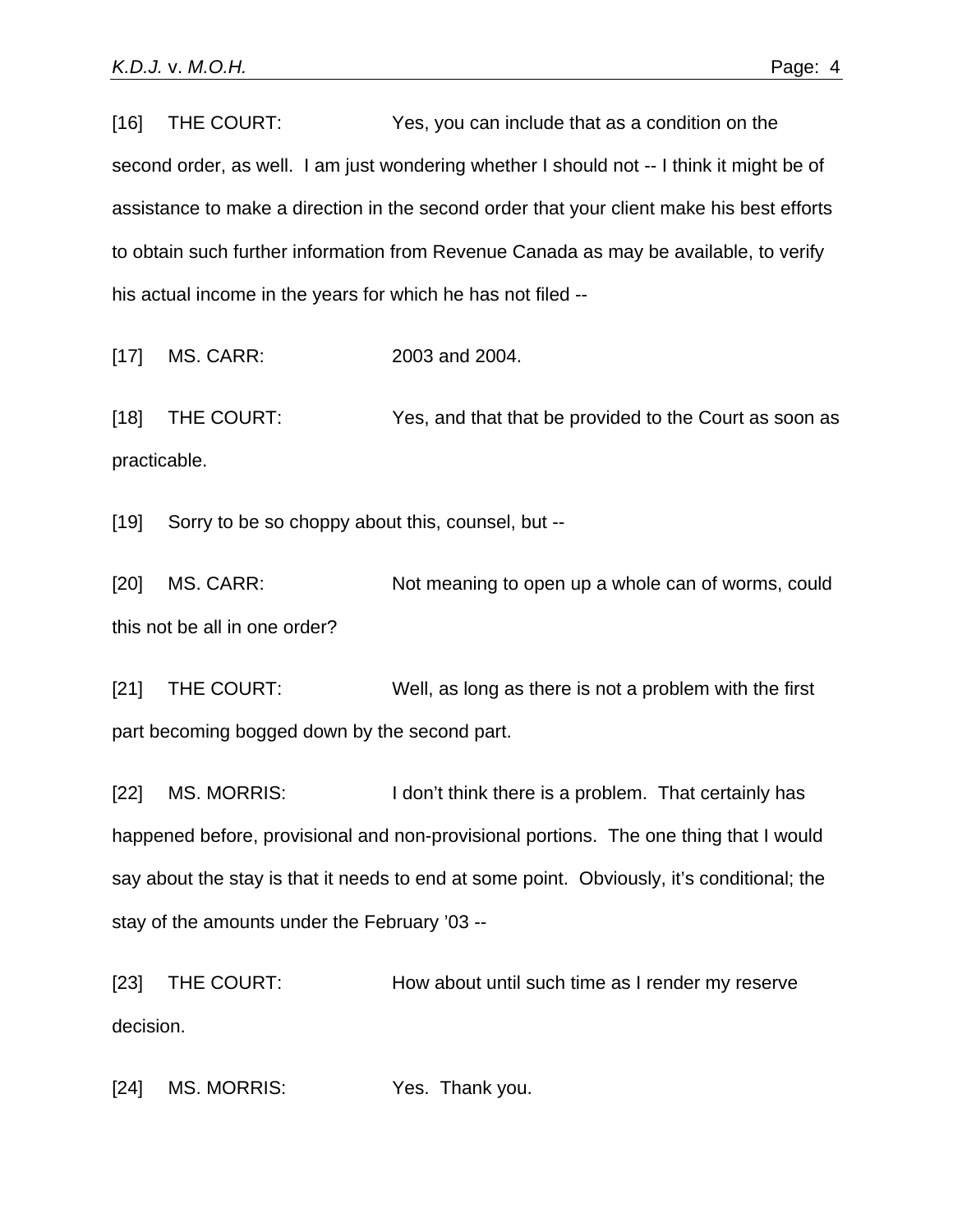[16]     THE COURT:                    Yes, you can include that as a condition on the second order, as well.  I am just wondering whether I should not -- I think it might be of assistance to make a direction in the second order that your client make his best efforts to obtain such further information from Revenue Canada as may be available, to verify his actual income in the years for which he has not filed --

[17]     MS. CARR:                     2003 and 2004.

[18]     THE COURT:                    Yes, and that that be provided to the Court as soon as practicable.

[19]     Sorry to be so choppy about this, counsel, but --

[20]     MS. CARR:                     Not meaning to open up a whole can of worms, could this not be all in one order?

[21]     THE COURT:                    Well, as long as there is not a problem with the first part becoming bogged down by the second part.

[22]     MS. MORRIS:                   I don't think there is a problem.  That certainly has happened before, provisional and non-provisional portions.  The one thing that I would say about the stay is that it needs to end at some point.  Obviously, it's conditional; the stay of the amounts under the February '03 --

[23]     THE COURT:                    How about until such time as I render my reserve decision.

[24]     MS. MORRIS:                   Yes.  Thank you.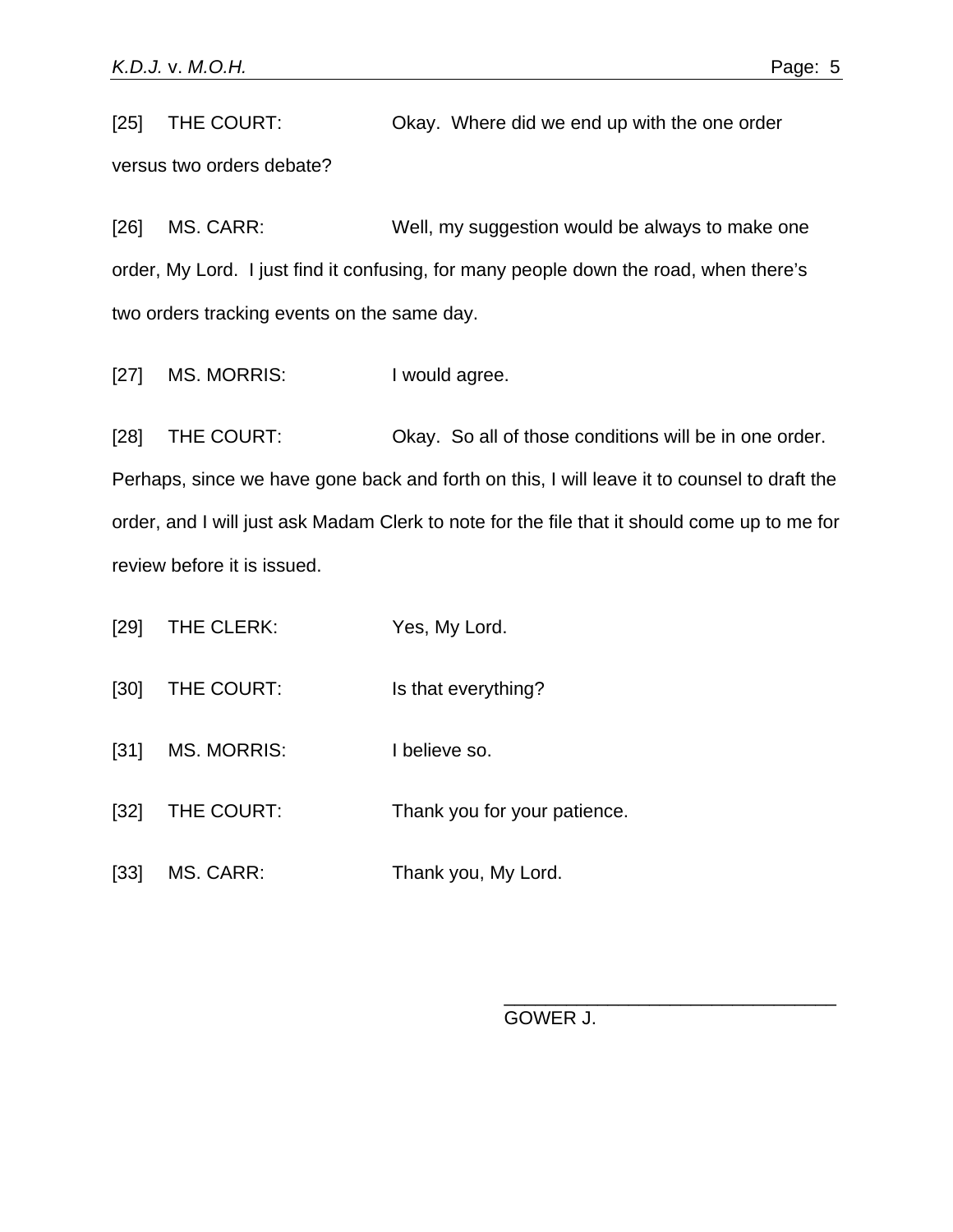[25] THE COURT: Okay. Where did we end up with the one order versus two orders debate?

[26] MS. CARR: Well, my suggestion would be always to make one order, My Lord. I just find it confusing, for many people down the road, when there's two orders tracking events on the same day.

[27] MS. MORRIS: I would agree.

[28] THE COURT: Okay. So all of those conditions will be in one order. Perhaps, since we have gone back and forth on this, I will leave it to counsel to draft the order, and I will just ask Madam Clerk to note for the file that it should come up to me for review before it is issued.

[29] THE CLERK: Yes, My Lord.

[30] THE COURT: Is that everything?

[31] MS. MORRIS: I believe so.

[32] THE COURT: Thank you for your patience.

[33] MS. CARR: Thank you, My Lord.

\_\_\_\_\_\_\_\_\_\_\_\_\_\_\_\_\_\_\_\_\_\_\_\_\_\_\_\_\_\_\_\_

GOWER J.